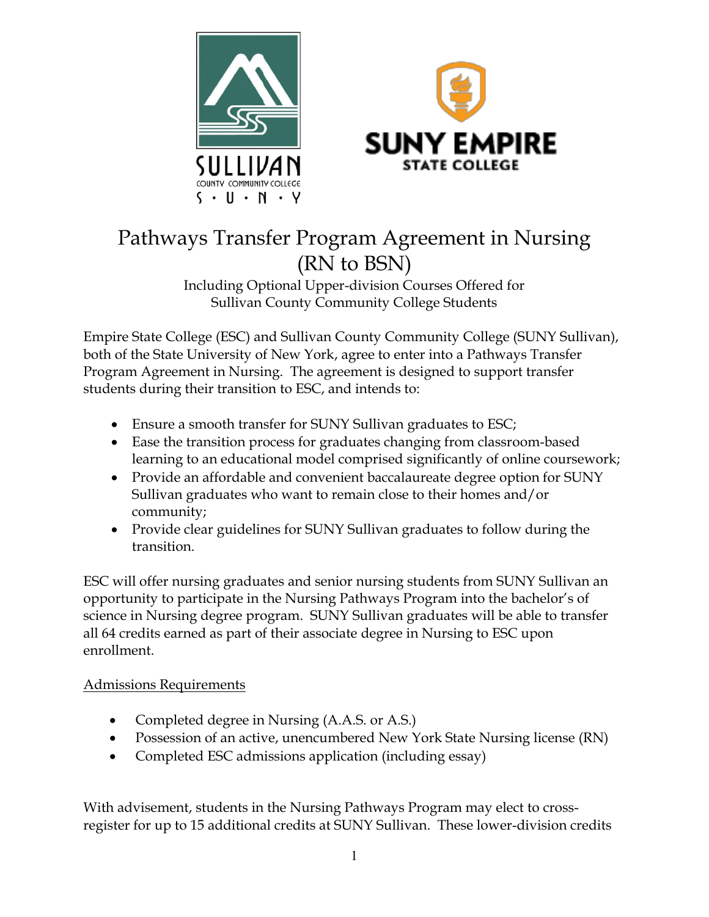# Pathways Transfer Program Agreement in Nursing (RN to BSN)

Including Optional Upper-division Courses Offered for Sullivan County Community College Students

Empire State College (ESC) and Sullivan County Community College (SUNY Sullivan), both of the State University of New York, agree to enter into a Pathways Transfer Program Agreement in Nursing. The agreement is designed to support transfer students during their transition to ESC, and intends to:

- Ensure a smooth transfer for SUNY Sullivan graduates to ESC;
- Ease the transition process for graduates changing from classroom-based learning to an educational model comprised significantly of online coursework;
- Provide an affordable and convenient baccalaureate degree option for SUNY Sullivan graduates who want to remain close to their homes and/or community;
- Provide clear guidelines for SUNY Sullivan graduates to follow during the transition.

ESC will offer nursing graduates and senior nursing students from SUNY Sullivan an opportunity to participate in the Nursing Pathways Program into the bachelor's of science in Nursing degree program. SUNY Sullivan graduates will be able to transfer all 64 credits earned as part of their associate degree in Nursing to ESC upon enrollment.

<u>Admissions Requirements</u>

- Completed degree in Nursing (A.A.S. or A.S.)
- Possession of an active, unencumbered New York State Nursing license (RN)
- Completed ESC admissions application (including essay)

With advisement, students in the Nursing Pathways Program may elect to cross-register for up to 15 additional credits at SUNY Sullivan. These lower-division credits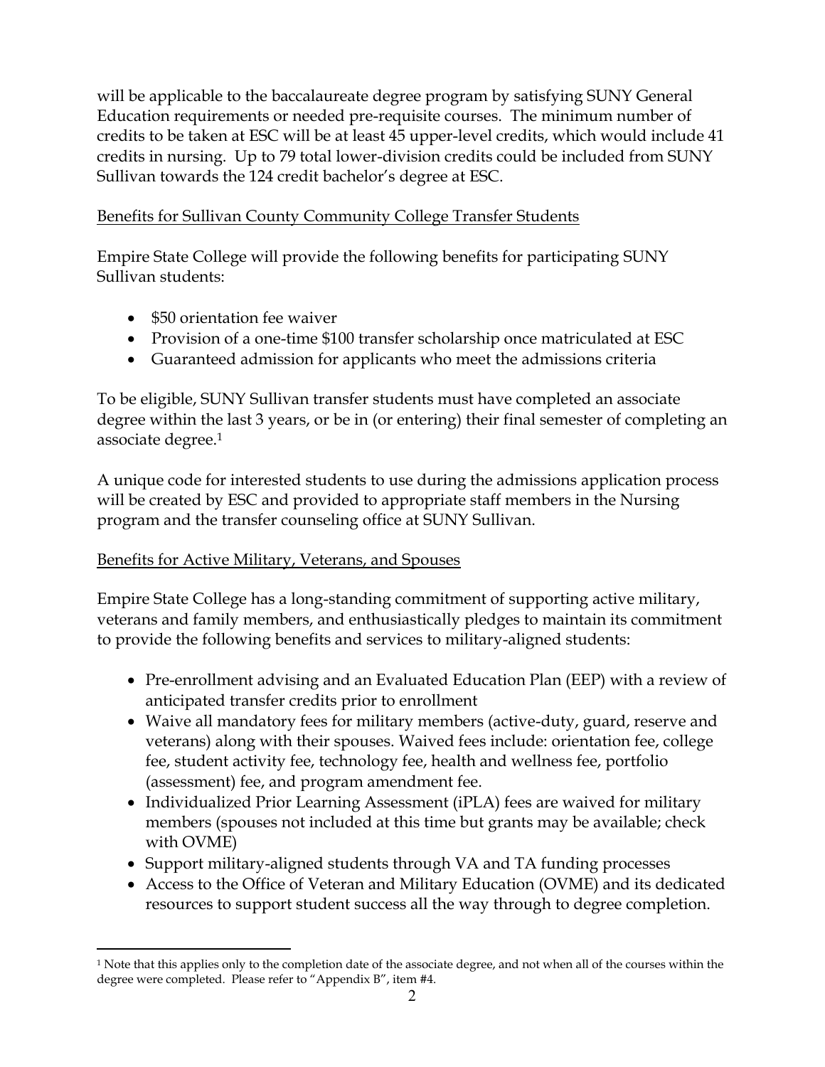will be applicable to the baccalaureate degree program by satisfying SUNY General Education requirements or needed pre-requisite courses. The minimum number of credits to be taken at ESC will be at least 45 upper-level credits, which would include 41 credits in nursing. Up to 79 total lower-division credits could be included from SUNY Sullivan towards the 124 credit bachelor's degree at ESC.

<u>Benefits for Sullivan County Community College Transfer Students</u>

Empire State College will provide the following benefits for participating SUNY Sullivan students:

- $50 orientation fee waiver
- Provision of a one-time $100 transfer scholarship once matriculated at ESC
- Guaranteed admission for applicants who meet the admissions criteria

To be eligible, SUNY Sullivan transfer students must have completed an associate degree within the last 3 years, or be in (or entering) their final semester of completing an associate degree.[1]

A unique code for interested students to use during the admissions application process will be created by ESC and provided to appropriate staff members in the Nursing program and the transfer counseling office at SUNY Sullivan.

<u>Benefits for Active Military, Veterans, and Spouses</u>

Empire State College has a long-standing commitment of supporting active military, veterans and family members, and enthusiastically pledges to maintain its commitment to provide the following benefits and services to military-aligned students:

- Pre-enrollment advising and an Evaluated Education Plan (EEP) with a review of anticipated transfer credits prior to enrollment
- Waive all mandatory fees for military members (active-duty, guard, reserve and veterans) along with their spouses. Waived fees include: orientation fee, college fee, student activity fee, technology fee, health and wellness fee, portfolio (assessment) fee, and program amendment fee.
- Individualized Prior Learning Assessment (iPLA) fees are waived for military members (spouses not included at this time but grants may be available; check with OVME)
- Support military-aligned students through VA and TA funding processes
- Access to the Office of Veteran and Military Education (OVME) and its dedicated resources to support student success all the way through to degree completion.

---

[1] Note that this applies only to the completion date of the associate degree, and not when all of the courses within the degree were completed. Please refer to "Appendix B", item #4.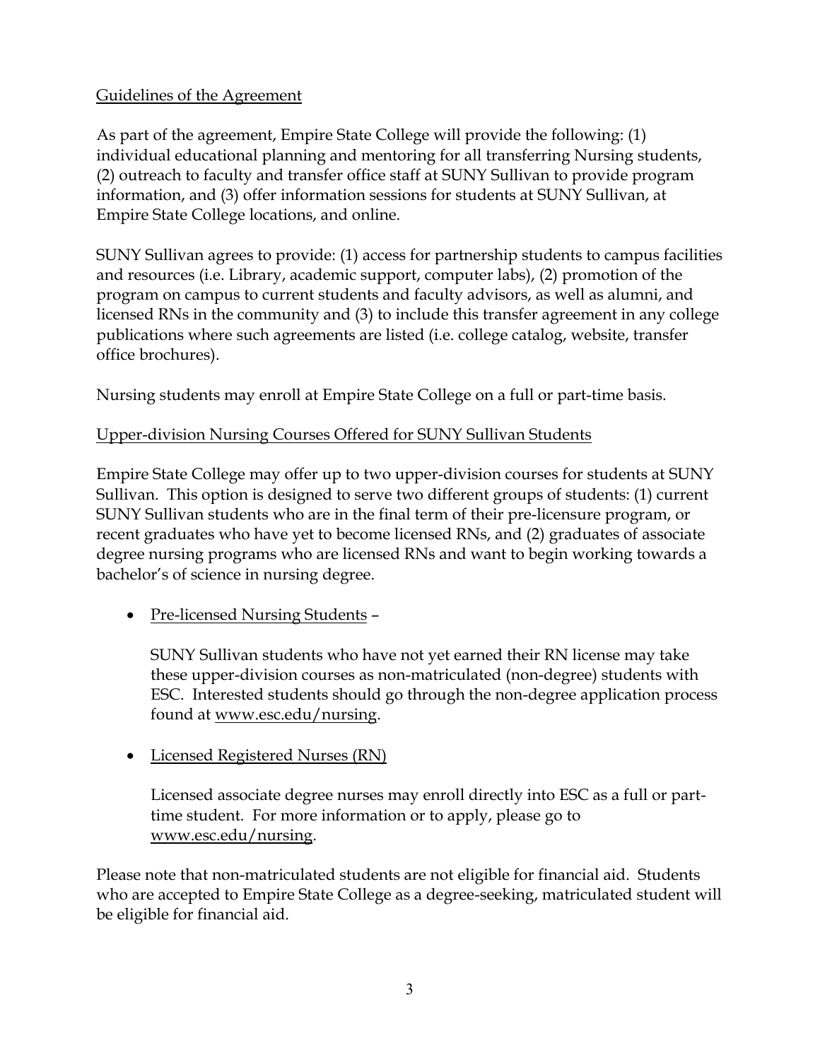## Guidelines of the Agreement

As part of the agreement, Empire State College will provide the following: (1) individual educational planning and mentoring for all transferring Nursing students, (2) outreach to faculty and transfer office staff at SUNY Sullivan to provide program information, and (3) offer information sessions for students at SUNY Sullivan, at Empire State College locations, and online.

SUNY Sullivan agrees to provide: (1) access for partnership students to campus facilities and resources (i.e. Library, academic support, computer labs), (2) promotion of the program on campus to current students and faculty advisors, as well as alumni, and licensed RNs in the community and (3) to include this transfer agreement in any college publications where such agreements are listed (i.e. college catalog, website, transfer office brochures).

Nursing students may enroll at Empire State College on a full or part-time basis.

## Upper-division Nursing Courses Offered for SUNY Sullivan Students

Empire State College may offer up to two upper-division courses for students at SUNY Sullivan. This option is designed to serve two different groups of students: (1) current SUNY Sullivan students who are in the final term of their pre-licensure program, or recent graduates who have yet to become licensed RNs, and (2) graduates of associate degree nursing programs who are licensed RNs and want to begin working towards a bachelor's of science in nursing degree.

- Pre-licensed Nursing Students –

  SUNY Sullivan students who have not yet earned their RN license may take these upper-division courses as non-matriculated (non-degree) students with ESC. Interested students should go through the non-degree application process found at www.esc.edu/nursing.

- Licensed Registered Nurses (RN)

  Licensed associate degree nurses may enroll directly into ESC as a full or part-time student. For more information or to apply, please go to www.esc.edu/nursing.

Please note that non-matriculated students are not eligible for financial aid. Students who are accepted to Empire State College as a degree-seeking, matriculated student will be eligible for financial aid.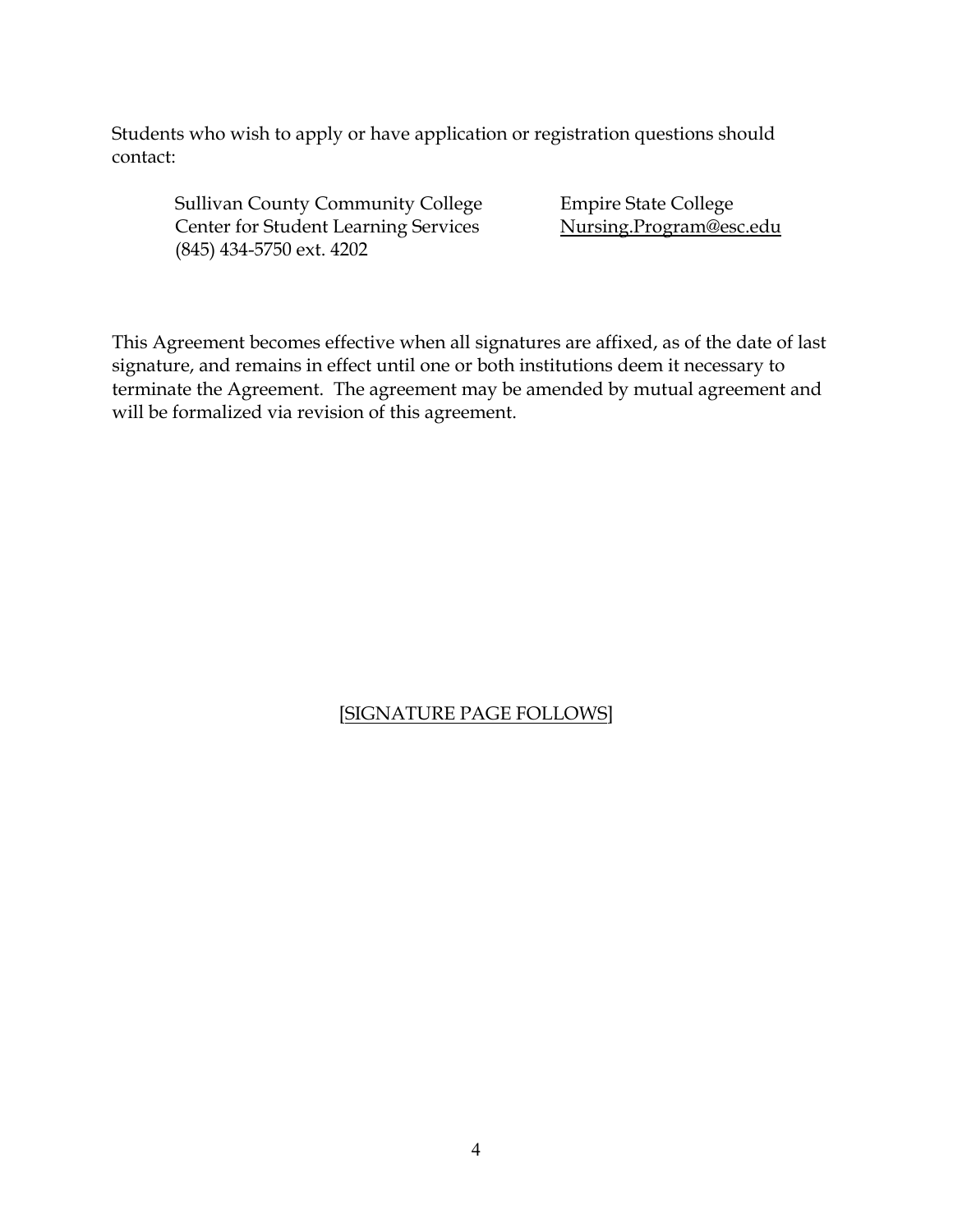Students who wish to apply or have application or registration questions should contact:

Sullivan County Community College
Center for Student Learning Services
(845) 434-5750 ext. 4202

Empire State College
Nursing.Program@esc.edu

This Agreement becomes effective when all signatures are affixed, as of the date of last signature, and remains in effect until one or both institutions deem it necessary to terminate the Agreement. The agreement may be amended by mutual agreement and will be formalized via revision of this agreement.

[SIGNATURE PAGE FOLLOWS]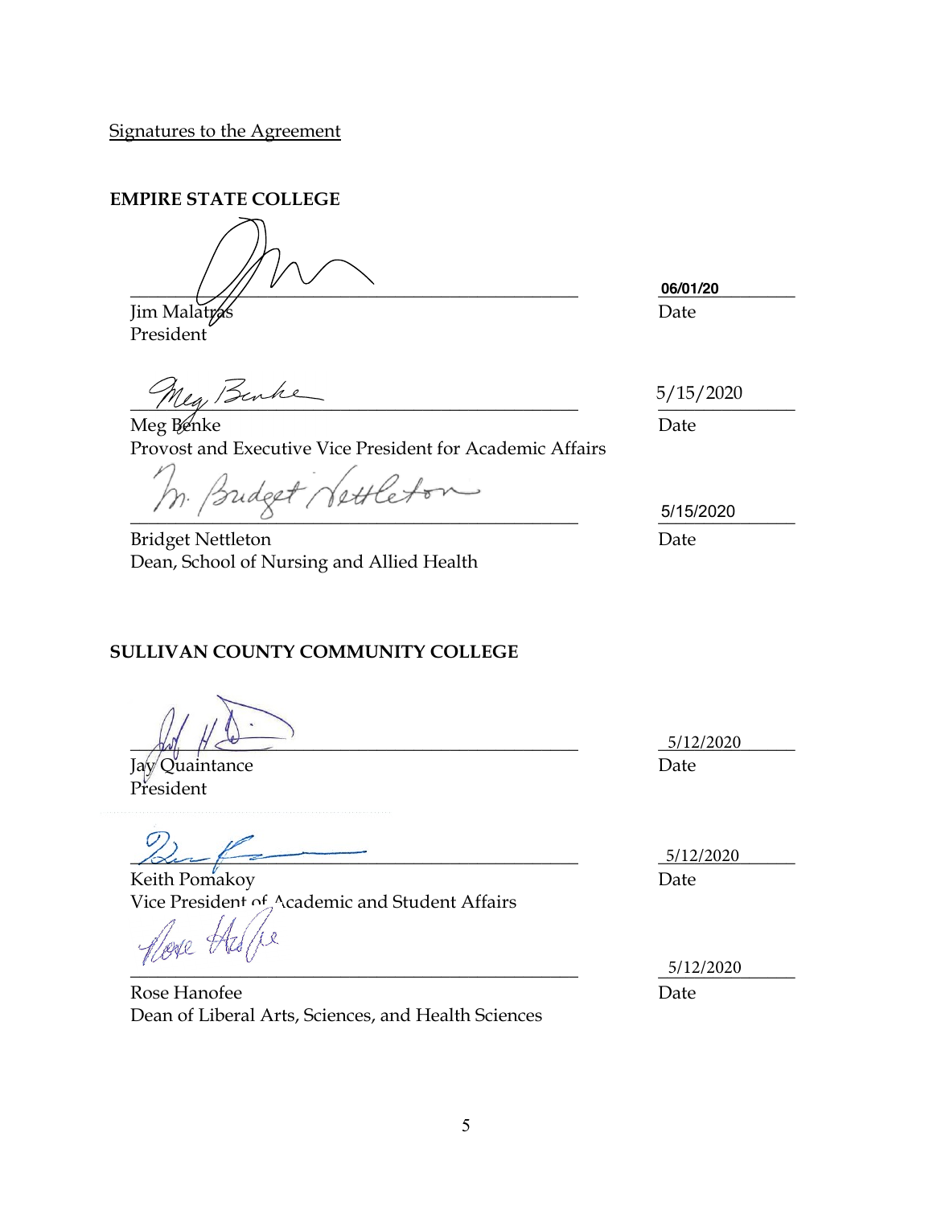Signatures to the Agreement

**EMPIRE STATE COLLEGE**

\_\_\_\_\_\_\_\_\_\_\_\_\_\_\_\_\_\_\_\_\_\_\_\_\_\_\_\_\_\_\_\_\_\_\_\_\_\_\_\_ 06/01/20
Jim Malatras
President
Date

\_\_\_\_\_\_\_\_\_\_\_\_\_\_\_\_\_\_\_\_\_\_\_\_\_\_\_\_\_\_\_\_\_\_\_\_\_\_\_\_ 5/15/2020
Meg Benke
Provost and Executive Vice President for Academic Affairs
Date

\_\_\_\_\_\_\_\_\_\_\_\_\_\_\_\_\_\_\_\_\_\_\_\_\_\_\_\_\_\_\_\_\_\_\_\_\_\_\_\_ 5/15/2020
Bridget Nettleton
Dean, School of Nursing and Allied Health
Date

**SULLIVAN COUNTY COMMUNITY COLLEGE**

\_\_\_\_\_\_\_\_\_\_\_\_\_\_\_\_\_\_\_\_\_\_\_\_\_\_\_\_\_\_\_\_\_\_\_\_\_\_\_\_ 5/12/2020
Jay Quaintance
President
Date

\_\_\_\_\_\_\_\_\_\_\_\_\_\_\_\_\_\_\_\_\_\_\_\_\_\_\_\_\_\_\_\_\_\_\_\_\_\_\_\_ 5/12/2020
Keith Pomakoy
Vice President of Academic and Student Affairs
Date

\_\_\_\_\_\_\_\_\_\_\_\_\_\_\_\_\_\_\_\_\_\_\_\_\_\_\_\_\_\_\_\_\_\_\_\_\_\_\_\_ 5/12/2020
Rose Hanofee
Dean of Liberal Arts, Sciences, and Health Sciences
Date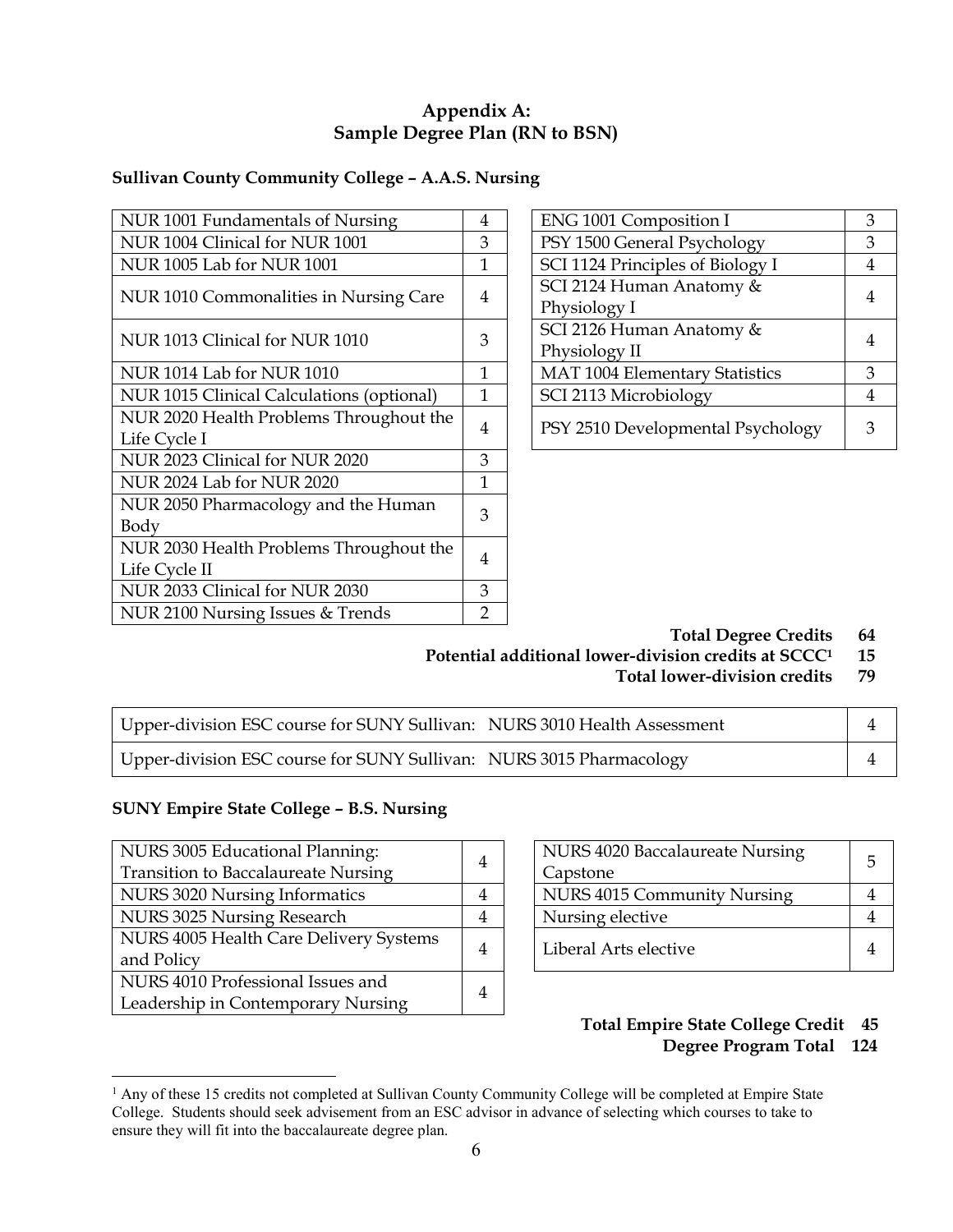## Appendix A:
## Sample Degree Plan (RN to BSN)

### Sullivan County Community College – A.A.S. Nursing

| Course | Credits |
|---|---|
| NUR 1001 Fundamentals of Nursing | 4 |
| NUR 1004 Clinical for NUR 1001 | 3 |
| NUR 1005 Lab for NUR 1001 | 1 |
| NUR 1010 Commonalities in Nursing Care | 4 |
| NUR 1013 Clinical for NUR 1010 | 3 |
| NUR 1014 Lab for NUR 1010 | 1 |
| NUR 1015 Clinical Calculations (optional) | 1 |
| NUR 2020 Health Problems Throughout the Life Cycle I | 4 |
| NUR 2023 Clinical for NUR 2020 | 3 |
| NUR 2024 Lab for NUR 2020 | 1 |
| NUR 2050 Pharmacology and the Human Body | 3 |
| NUR 2030 Health Problems Throughout the Life Cycle II | 4 |
| NUR 2033 Clinical for NUR 2030 | 3 |
| NUR 2100 Nursing Issues & Trends | 2 |

| Course | Credits |
|---|---|
| ENG 1001 Composition I | 3 |
| PSY 1500 General Psychology | 3 |
| SCI 1124 Principles of Biology I | 4 |
| SCI 2124 Human Anatomy & Physiology I | 4 |
| SCI 2126 Human Anatomy & Physiology II | 4 |
| MAT 1004 Elementary Statistics | 3 |
| SCI 2113 Microbiology | 4 |
| PSY 2510 Developmental Psychology | 3 |

**Total Degree Credits 64**
**Potential additional lower-division credits at SCCC[1] 15**
**Total lower-division credits 79**

| Course | Credits |
|---|---|
| Upper-division ESC course for SUNY Sullivan: NURS 3010 Health Assessment | 4 |
| Upper-division ESC course for SUNY Sullivan: NURS 3015 Pharmacology | 4 |

### SUNY Empire State College – B.S. Nursing

| Course | Credits |
|---|---|
| NURS 3005 Educational Planning: Transition to Baccalaureate Nursing | 4 |
| NURS 3020 Nursing Informatics | 4 |
| NURS 3025 Nursing Research | 4 |
| NURS 4005 Health Care Delivery Systems and Policy | 4 |
| NURS 4010 Professional Issues and Leadership in Contemporary Nursing | 4 |

| Course | Credits |
|---|---|
| NURS 4020 Baccalaureate Nursing Capstone | 5 |
| NURS 4015 Community Nursing | 4 |
| Nursing elective | 4 |
| Liberal Arts elective | 4 |

**Total Empire State College Credit 45**
**Degree Program Total 124**

---

[1] Any of these 15 credits not completed at Sullivan County Community College will be completed at Empire State College. Students should seek advisement from an ESC advisor in advance of selecting which courses to take to ensure they will fit into the baccalaureate degree plan.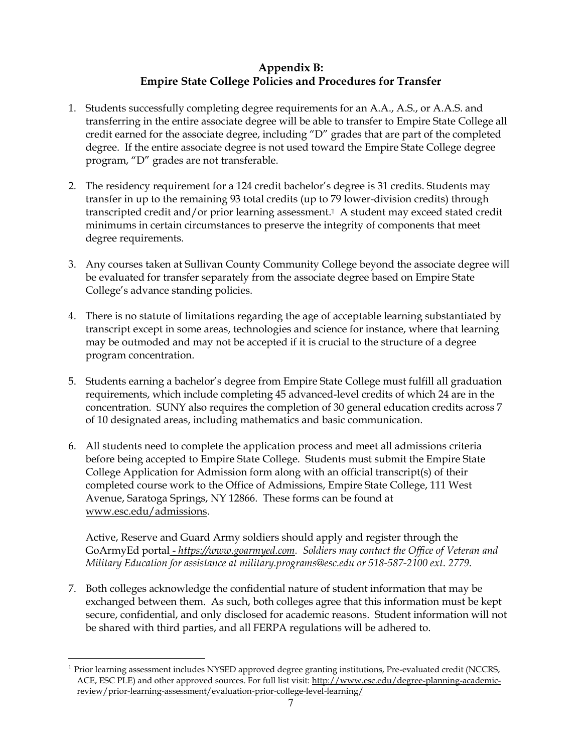## Appendix B:
## Empire State College Policies and Procedures for Transfer

1. Students successfully completing degree requirements for an A.A., A.S., or A.A.S. and transferring in the entire associate degree will be able to transfer to Empire State College all credit earned for the associate degree, including "D" grades that are part of the completed degree. If the entire associate degree is not used toward the Empire State College degree program, "D" grades are not transferable.

2. The residency requirement for a 124 credit bachelor's degree is 31 credits. Students may transfer in up to the remaining 93 total credits (up to 79 lower-division credits) through transcripted credit and/or prior learning assessment.[1] A student may exceed stated credit minimums in certain circumstances to preserve the integrity of components that meet degree requirements.

3. Any courses taken at Sullivan County Community College beyond the associate degree will be evaluated for transfer separately from the associate degree based on Empire State College's advance standing policies.

4. There is no statute of limitations regarding the age of acceptable learning substantiated by transcript except in some areas, technologies and science for instance, where that learning may be outmoded and may not be accepted if it is crucial to the structure of a degree program concentration.

5. Students earning a bachelor's degree from Empire State College must fulfill all graduation requirements, which include completing 45 advanced-level credits of which 24 are in the concentration. SUNY also requires the completion of 30 general education credits across 7 of 10 designated areas, including mathematics and basic communication.

6. All students need to complete the application process and meet all admissions criteria before being accepted to Empire State College. Students must submit the Empire State College Application for Admission form along with an official transcript(s) of their completed course work to the Office of Admissions, Empire State College, 111 West Avenue, Saratoga Springs, NY 12866. These forms can be found at www.esc.edu/admissions.

   Active, Reserve and Guard Army soldiers should apply and register through the GoArmyEd portal *- https://www.goarmyed.com. Soldiers may contact the Office of Veteran and Military Education for assistance at military.programs@esc.edu or 518-587-2100 ext. 2779.*

7. Both colleges acknowledge the confidential nature of student information that may be exchanged between them. As such, both colleges agree that this information must be kept secure, confidential, and only disclosed for academic reasons. Student information will not be shared with third parties, and all FERPA regulations will be adhered to.

---

[1] Prior learning assessment includes NYSED approved degree granting institutions, Pre-evaluated credit (NCCRS, ACE, ESC PLE) and other approved sources. For full list visit: http://www.esc.edu/degree-planning-academic-review/prior-learning-assessment/evaluation-prior-college-level-learning/